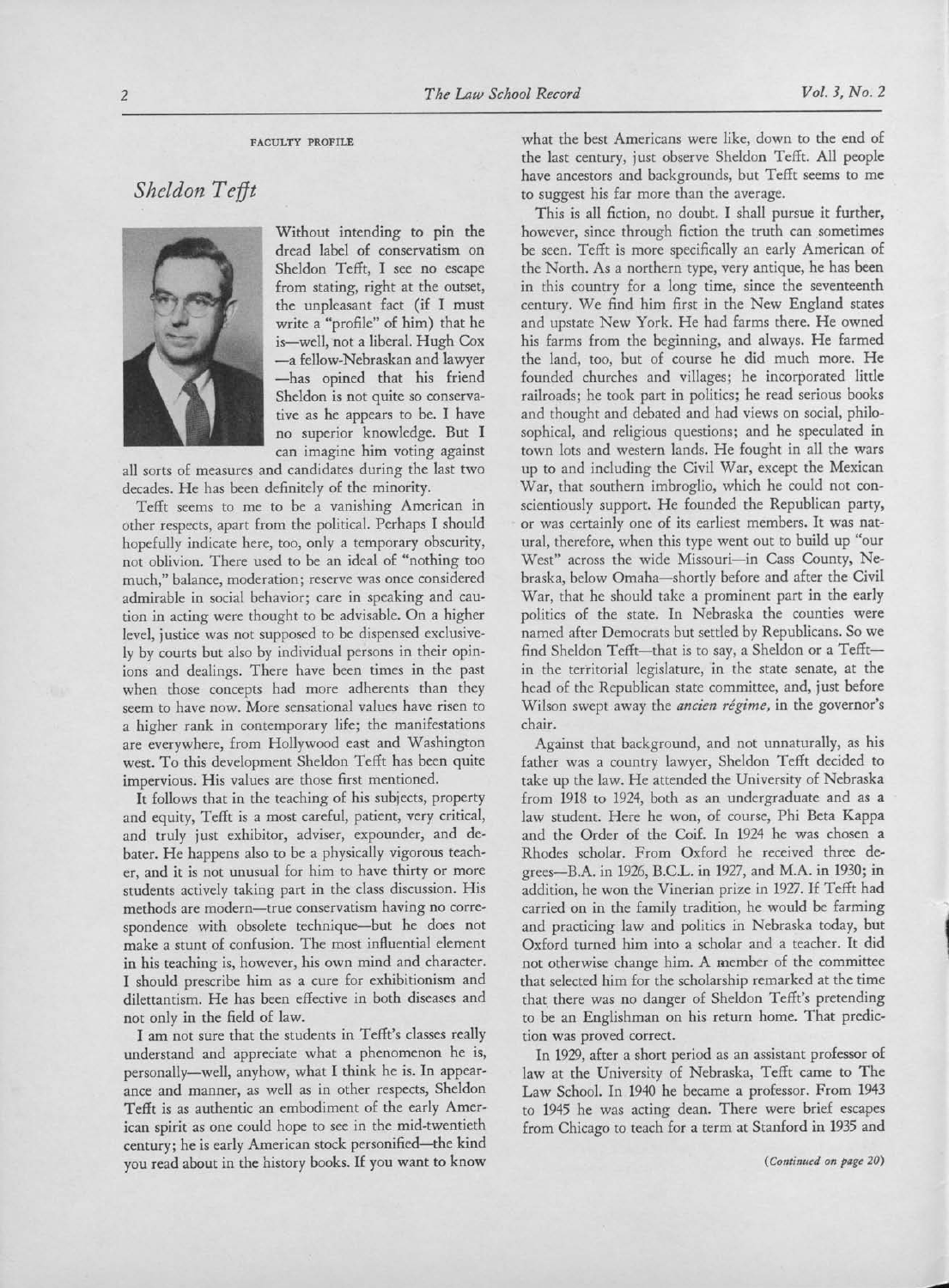FACULTY PROFILE

## *Sheldon Tefft*

Without intending to pin the dread label of conservatism on Sheldon Tefft, I see no escape from stating, right at the outset, the unpleasant fact (if I must write a "profile" of him) that he is—well, not a liberal. Hugh Cox—a fellow-Nebraskan and lawyer—has opined that his friend Sheldon is not quite so conservative as he appears to be. I have no superior knowledge. But I can imagine him voting against all sorts of measures and candidates during the last two decades. He has been definitely of the minority.

Tefft seems to me to be a vanishing American in other respects, apart from the political. Perhaps I should hopefully indicate here, too, only a temporary obscurity, not oblivion. There used to be an ideal of "nothing too much," balance, moderation; reserve was once considered admirable in social behavior; care in speaking and caution in acting were thought to be advisable. On a higher level, justice was not supposed to be dispensed exclusively by courts but also by individual persons in their opinions and dealings. There have been times in the past when those concepts had more adherents than they seem to have now. More sensational values have risen to a higher rank in contemporary life; the manifestations are everywhere, from Hollywood east and Washington west. To this development Sheldon Tefft has been quite impervious. His values are those first mentioned.

It follows that in the teaching of his subjects, property and equity, Tefft is a most careful, patient, very critical, and truly just exhibitor, adviser, expounder, and debater. He happens also to be a physically vigorous teacher, and it is not unusual for him to have thirty or more students actively taking part in the class discussion. His methods are modern—true conservatism having no correspondence with obsolete technique—but he does not make a stunt of confusion. The most influential element in his teaching is, however, his own mind and character. I should prescribe him as a cure for exhibitionism and dilettantism. He has been effective in both diseases and not only in the field of law.

I am not sure that the students in Tefft's classes really understand and appreciate what a phenomenon he is, personally—well, anyhow, what I think he is. In appearance and manner, as well as in other respects, Sheldon Tefft is as authentic an embodiment of the early American spirit as one could hope to see in the mid-twentieth century; he is early American stock personified—the kind you read about in the history books. If you want to know what the best Americans were like, down to the end of the last century, just observe Sheldon Tefft. All people have ancestors and backgrounds, but Tefft seems to me to suggest his far more than the average.

This is all fiction, no doubt. I shall pursue it further, however, since through fiction the truth can sometimes be seen. Tefft is more specifically an early American of the North. As a northern type, very antique, he has been in this country for a long time, since the seventeenth century. We find him first in the New England states and upstate New York. He had farms there. He owned his farms from the beginning, and always. He farmed the land, too, but of course he did much more. He founded churches and villages; he incorporated little railroads; he took part in politics; he read serious books and thought and debated and had views on social, philosophical, and religious questions; and he speculated in town lots and western lands. He fought in all the wars up to and including the Civil War, except the Mexican War, that southern imbroglio, which he could not conscientiously support. He founded the Republican party, or was certainly one of its earliest members. It was natural, therefore, when this type went out to build up "our West" across the wide Missouri—in Cass County, Nebraska, below Omaha—shortly before and after the Civil War, that he should take a prominent part in the early politics of the state. In Nebraska the counties were named after Democrats but settled by Republicans. So we find Sheldon Tefft—that is to say, a Sheldon or a Tefft—in the territorial legislature, in the state senate, at the head of the Republican state committee, and, just before Wilson swept away the *ancien régime,* in the governor's chair.

Against that background, and not unnaturally, as his father was a country lawyer, Sheldon Tefft decided to take up the law. He attended the University of Nebraska from 1918 to 1924, both as an undergraduate and as a law student. Here he won, of course, Phi Beta Kappa and the Order of the Coif. In 1924 he was chosen a Rhodes scholar. From Oxford he received three degrees—B.A. in 1926, B.C.L. in 1927, and M.A. in 1930; in addition, he won the Vinerian prize in 1927. If Tefft had carried on in the family tradition, he would be farming and practicing law and politics in Nebraska today, but Oxford turned him into a scholar and a teacher. It did not otherwise change him. A member of the committee that selected him for the scholarship remarked at the time that there was no danger of Sheldon Tefft's pretending to be an Englishman on his return home. That prediction was proved correct.

In 1929, after a short period as an assistant professor of law at the University of Nebraska, Tefft came to The Law School. In 1940 he became a professor. From 1943 to 1945 he was acting dean. There were brief escapes from Chicago to teach for a term at Stanford in 1935 and

*(Continued on page 20)*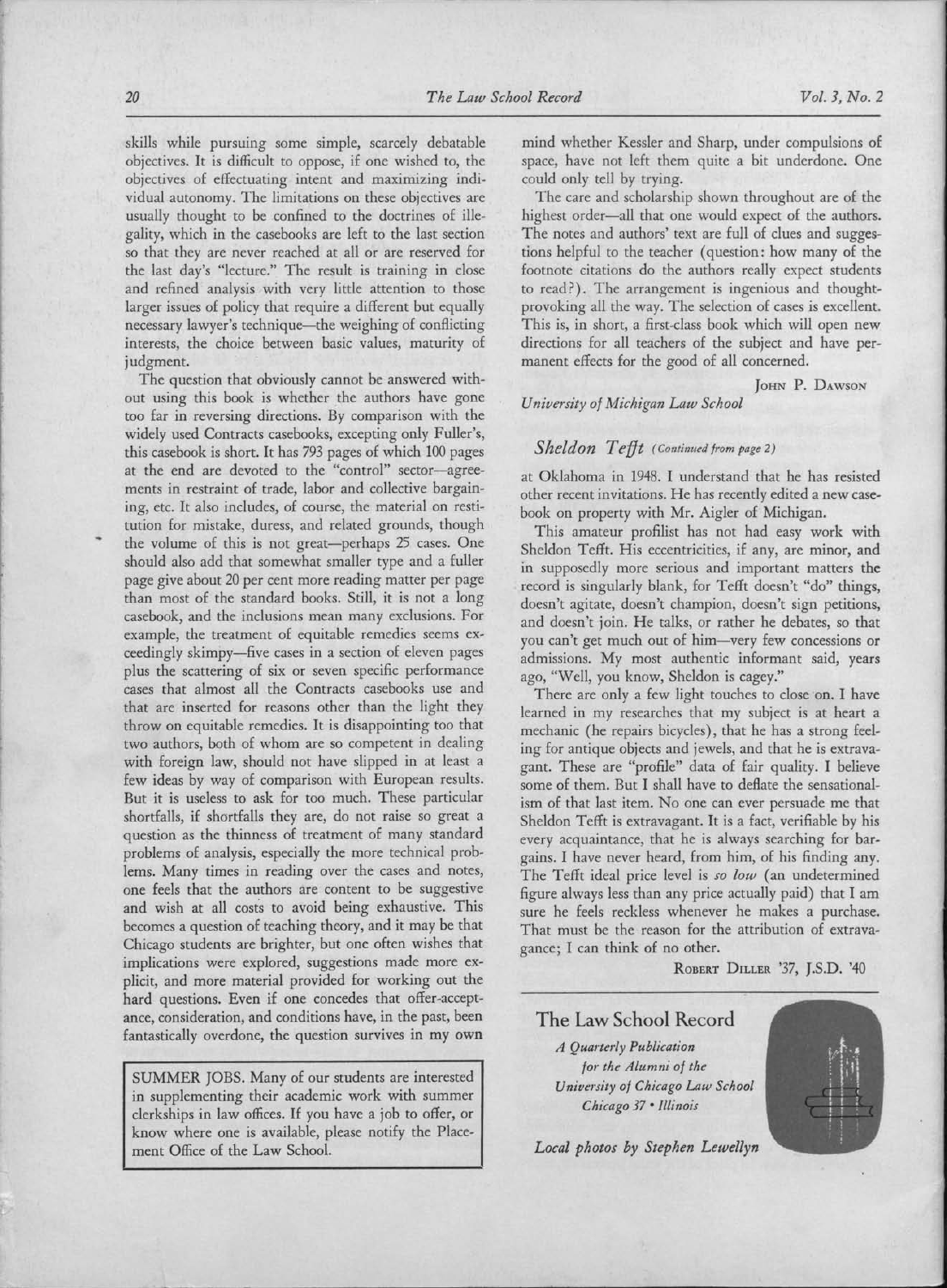skills while pursuing some simple, scarcely debatable objectives. It is difficult to oppose, if one wished to, the objectives of effectuating intent and maximizing individual autonomy. The limitations on these objectives are usually thought to be confined to the doctrines of illegality, which in the casebooks are left to the last section so that they are never reached at all or are reserved for the last day's "lecture." The result is training in close and refined analysis with very little attention to those larger issues of policy that require a different but equally necessary lawyer's technique—the weighing of conflicting interests, the choice between basic values, maturity of judgment.

The question that obviously cannot be answered without using this book is whether the authors have gone too far in reversing directions. By comparison with the widely used Contracts casebooks, excepting only Fuller's, this casebook is short. It has 793 pages of which 100 pages at the end are devoted to the "control" sector—agreements in restraint of trade, labor and collective bargaining, etc. It also includes, of course, the material on restitution for mistake, duress, and related grounds, though the volume of this is not great—perhaps 25 cases. One should also add that somewhat smaller type and a fuller page give about 20 per cent more reading matter per page than most of the standard books. Still, it is not a long casebook, and the inclusions mean many exclusions. For example, the treatment of equitable remedies seems exceedingly skimpy—five cases in a section of eleven pages plus the scattering of six or seven specific performance cases that almost all the Contracts casebooks use and that are inserted for reasons other than the light they throw on equitable remedies. It is disappointing too that two authors, both of whom are so competent in dealing with foreign law, should not have slipped in at least a few ideas by way of comparison with European results. But it is useless to ask for too much. These particular shortfalls, if shortfalls they are, do not raise so great a question as the thinness of treatment of many standard problems of analysis, especially the more technical problems. Many times in reading over the cases and notes, one feels that the authors are content to be suggestive and wish at all costs to avoid being exhaustive. This becomes a question of teaching theory, and it may be that Chicago students are brighter, but one often wishes that implications were explored, suggestions made more explicit, and more material provided for working out the hard questions. Even if one concedes that offer-acceptance, consideration, and conditions have, in the past, been fantastically overdone, the question survives in my own mind whether Kessler and Sharp, under compulsions of space, have not left them quite a bit underdone. One could only tell by trying.

The care and scholarship shown throughout are of the highest order—all that one would expect of the authors. The notes and authors' text are full of clues and suggestions helpful to the teacher (question: how many of the footnote citations do the authors really expect students to read?). The arrangement is ingenious and thought-provoking all the way. The selection of cases is excellent. This is, in short, a first-class book which will open new directions for all teachers of the subject and have permanent effects for the good of all concerned.

JOHN P. DAWSON
*University of Michigan Law School*

> SUMMER JOBS. Many of our students are interested in supplementing their academic work with summer clerkships in law offices. If you have a job to offer, or know where one is available, please notify the Placement Office of the Law School.

## *Sheldon Tefft* *(Continued from page 2)*

at Oklahoma in 1948. I understand that he has resisted other recent invitations. He has recently edited a new casebook on property with Mr. Aigler of Michigan.

This amateur profilist has not had easy work with Sheldon Tefft. His eccentricities, if any, are minor, and in supposedly more serious and important matters the record is singularly blank, for Tefft doesn't "do" things, doesn't agitate, doesn't champion, doesn't sign petitions, and doesn't join. He talks, or rather he debates, so that you can't get much out of him—very few concessions or admissions. My most authentic informant said, years ago, "Well, you know, Sheldon is cagey."

There are only a few light touches to close on. I have learned in my researches that my subject is at heart a mechanic (he repairs bicycles), that he has a strong feeling for antique objects and jewels, and that he is extravagant. These are "profile" data of fair quality. I believe some of them. But I shall have to deflate the sensationalism of that last item. No one can ever persuade me that Sheldon Tefft is extravagant. It is a fact, verifiable by his every acquaintance, that he is always searching for bargains. I have never heard, from him, of his finding any. The Tefft ideal price level is *so low* (an undetermined figure always less than any price actually paid) that I am sure he feels reckless whenever he makes a purchase. That must be the reason for the attribution of extravagance; I can think of no other.

ROBERT DILLER '37, J.S.D. '40

## The Law School Record

*A Quarterly Publication*
*for the Alumni of the*
*University of Chicago Law School*
*Chicago 37 • Illinois*

*Local photos by Stephen Lewellyn*